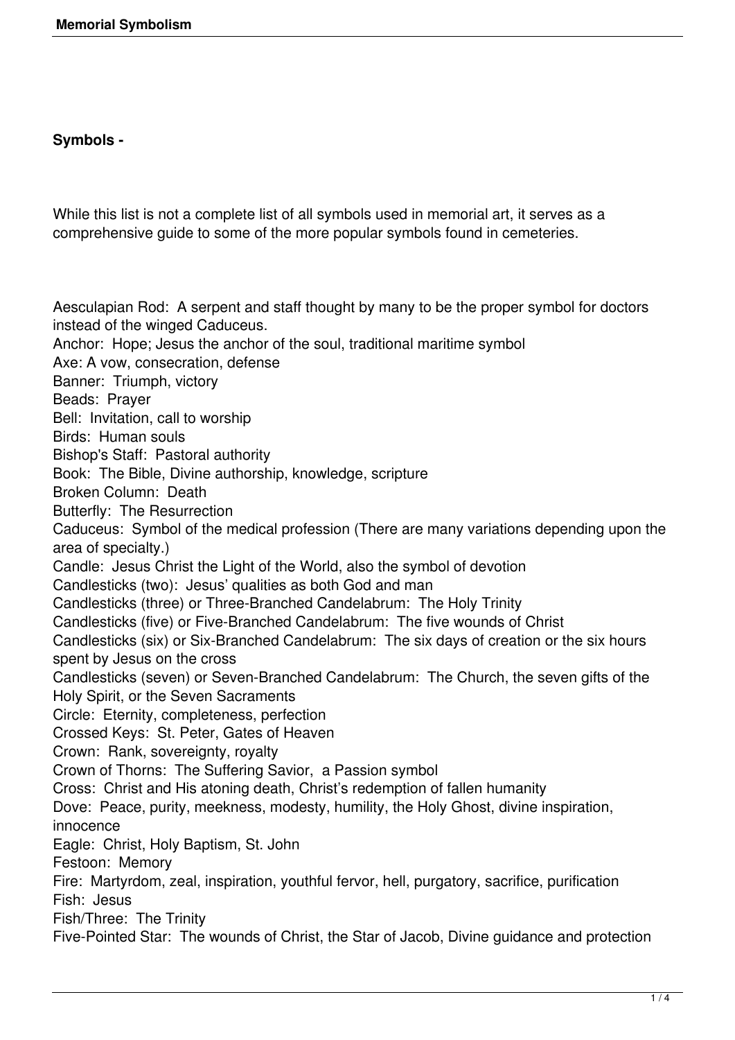**Symbols -**

While this list is not a complete list of all symbols used in memorial art, it serves as a comprehensive guide to some of the more popular symbols found in cemeteries.

Aesculapian Rod: A serpent and staff thought by many to be the proper symbol for doctors instead of the winged Caduceus.
Anchor: Hope; Jesus the anchor of the soul, traditional maritime symbol
Axe: A vow, consecration, defense
Banner: Triumph, victory
Beads: Prayer
Bell: Invitation, call to worship
Birds: Human souls
Bishop's Staff: Pastoral authority
Book: The Bible, Divine authorship, knowledge, scripture
Broken Column: Death
Butterfly: The Resurrection
Caduceus: Symbol of the medical profession (There are many variations depending upon the area of specialty.)
Candle: Jesus Christ the Light of the World, also the symbol of devotion
Candlesticks (two): Jesus' qualities as both God and man
Candlesticks (three) or Three-Branched Candelabrum: The Holy Trinity
Candlesticks (five) or Five-Branched Candelabrum: The five wounds of Christ
Candlesticks (six) or Six-Branched Candelabrum: The six days of creation or the six hours spent by Jesus on the cross
Candlesticks (seven) or Seven-Branched Candelabrum: The Church, the seven gifts of the Holy Spirit, or the Seven Sacraments
Circle: Eternity, completeness, perfection
Crossed Keys: St. Peter, Gates of Heaven
Crown: Rank, sovereignty, royalty
Crown of Thorns: The Suffering Savior, a Passion symbol
Cross: Christ and His atoning death, Christ's redemption of fallen humanity
Dove: Peace, purity, meekness, modesty, humility, the Holy Ghost, divine inspiration, innocence
Eagle: Christ, Holy Baptism, St. John
Festoon: Memory
Fire: Martyrdom, zeal, inspiration, youthful fervor, hell, purgatory, sacrifice, purification
Fish: Jesus
Fish/Three: The Trinity
Five-Pointed Star: The wounds of Christ, the Star of Jacob, Divine guidance and protection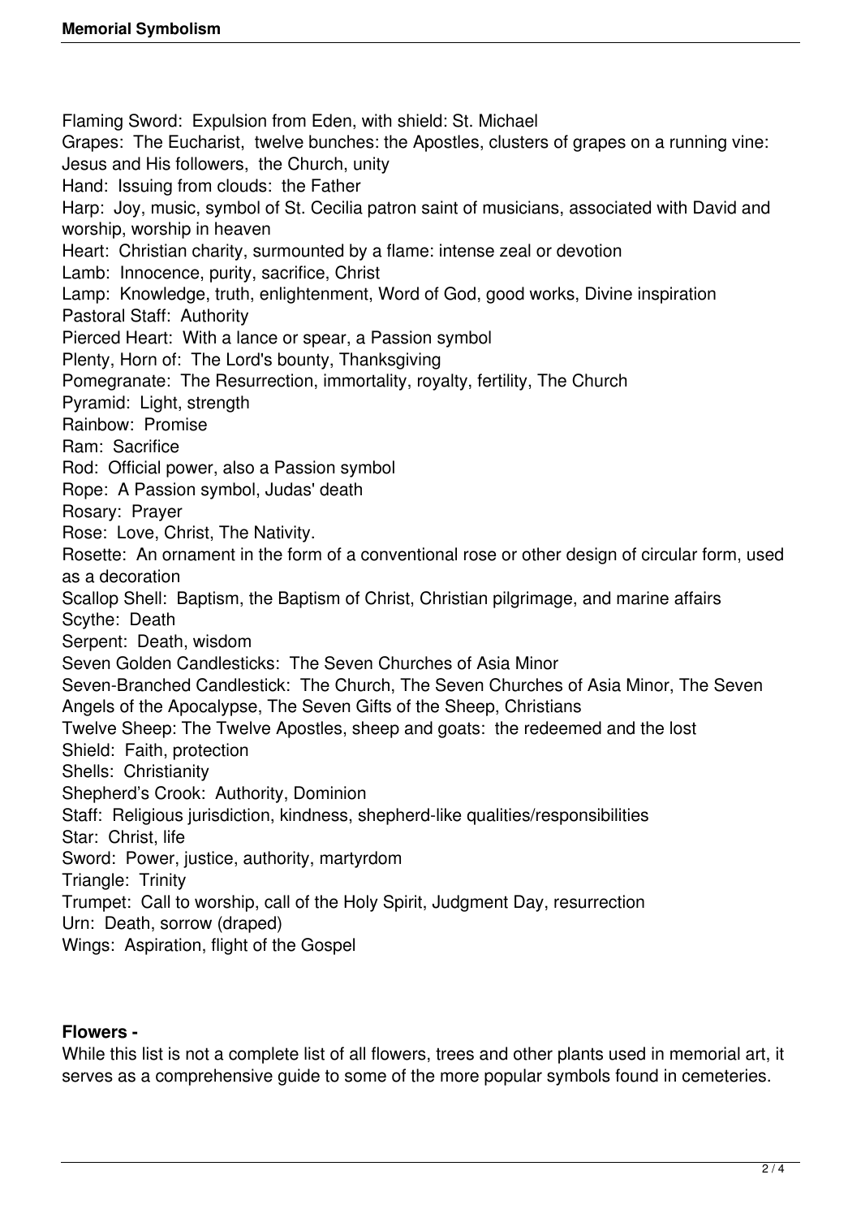Flaming Sword: Expulsion from Eden, with shield: St. Michael
Grapes: The Eucharist, twelve bunches: the Apostles, clusters of grapes on a running vine: Jesus and His followers, the Church, unity
Hand: Issuing from clouds: the Father
Harp: Joy, music, symbol of St. Cecilia patron saint of musicians, associated with David and worship, worship in heaven
Heart: Christian charity, surmounted by a flame: intense zeal or devotion
Lamb: Innocence, purity, sacrifice, Christ
Lamp: Knowledge, truth, enlightenment, Word of God, good works, Divine inspiration
Pastoral Staff: Authority
Pierced Heart: With a lance or spear, a Passion symbol
Plenty, Horn of: The Lord's bounty, Thanksgiving
Pomegranate: The Resurrection, immortality, royalty, fertility, The Church
Pyramid: Light, strength
Rainbow: Promise
Ram: Sacrifice
Rod: Official power, also a Passion symbol
Rope: A Passion symbol, Judas' death
Rosary: Prayer
Rose: Love, Christ, The Nativity.
Rosette: An ornament in the form of a conventional rose or other design of circular form, used as a decoration
Scallop Shell: Baptism, the Baptism of Christ, Christian pilgrimage, and marine affairs
Scythe: Death
Serpent: Death, wisdom
Seven Golden Candlesticks: The Seven Churches of Asia Minor
Seven-Branched Candlestick: The Church, The Seven Churches of Asia Minor, The Seven Angels of the Apocalypse, The Seven Gifts of the Sheep, Christians
Twelve Sheep: The Twelve Apostles, sheep and goats: the redeemed and the lost
Shield: Faith, protection
Shells: Christianity
Shepherd's Crook: Authority, Dominion
Staff: Religious jurisdiction, kindness, shepherd-like qualities/responsibilities
Star: Christ, life
Sword: Power, justice, authority, martyrdom
Triangle: Trinity
Trumpet: Call to worship, call of the Holy Spirit, Judgment Day, resurrection
Urn: Death, sorrow (draped)
Wings: Aspiration, flight of the Gospel

**Flowers -**

While this list is not a complete list of all flowers, trees and other plants used in memorial art, it serves as a comprehensive guide to some of the more popular symbols found in cemeteries.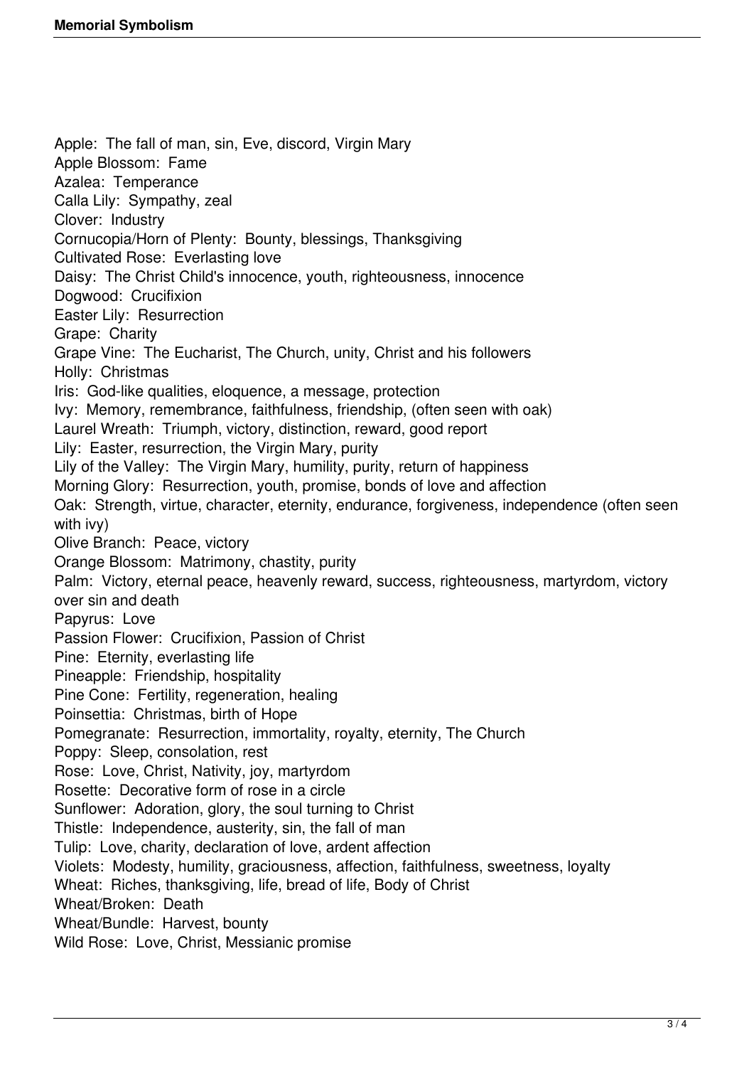Apple: The fall of man, sin, Eve, discord, Virgin Mary
Apple Blossom: Fame
Azalea: Temperance
Calla Lily: Sympathy, zeal
Clover: Industry
Cornucopia/Horn of Plenty: Bounty, blessings, Thanksgiving
Cultivated Rose: Everlasting love
Daisy: The Christ Child's innocence, youth, righteousness, innocence
Dogwood: Crucifixion
Easter Lily: Resurrection
Grape: Charity
Grape Vine: The Eucharist, The Church, unity, Christ and his followers
Holly: Christmas
Iris: God-like qualities, eloquence, a message, protection
Ivy: Memory, remembrance, faithfulness, friendship, (often seen with oak)
Laurel Wreath: Triumph, victory, distinction, reward, good report
Lily: Easter, resurrection, the Virgin Mary, purity
Lily of the Valley: The Virgin Mary, humility, purity, return of happiness
Morning Glory: Resurrection, youth, promise, bonds of love and affection
Oak: Strength, virtue, character, eternity, endurance, forgiveness, independence (often seen with ivy)
Olive Branch: Peace, victory
Orange Blossom: Matrimony, chastity, purity
Palm: Victory, eternal peace, heavenly reward, success, righteousness, martyrdom, victory over sin and death
Papyrus: Love
Passion Flower: Crucifixion, Passion of Christ
Pine: Eternity, everlasting life
Pineapple: Friendship, hospitality
Pine Cone: Fertility, regeneration, healing
Poinsettia: Christmas, birth of Hope
Pomegranate: Resurrection, immortality, royalty, eternity, The Church
Poppy: Sleep, consolation, rest
Rose: Love, Christ, Nativity, joy, martyrdom
Rosette: Decorative form of rose in a circle
Sunflower: Adoration, glory, the soul turning to Christ
Thistle: Independence, austerity, sin, the fall of man
Tulip: Love, charity, declaration of love, ardent affection
Violets: Modesty, humility, graciousness, affection, faithfulness, sweetness, loyalty
Wheat: Riches, thanksgiving, life, bread of life, Body of Christ
Wheat/Broken: Death
Wheat/Bundle: Harvest, bounty
Wild Rose: Love, Christ, Messianic promise